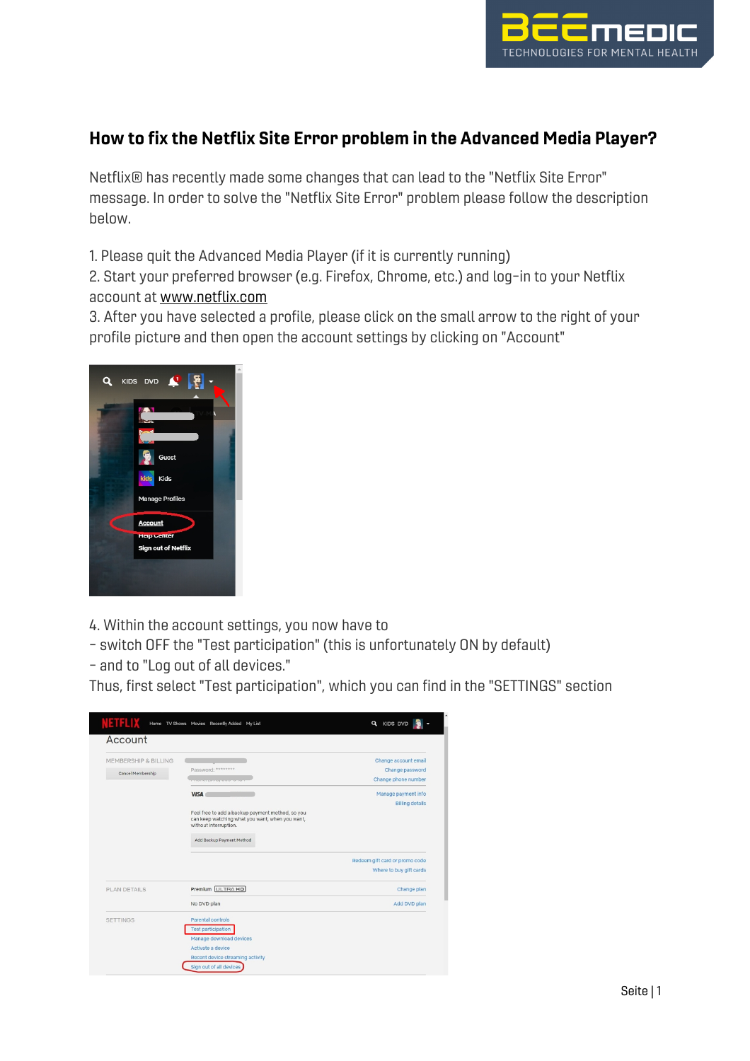## How to fix the Netflix Site Error problem in the Advanced Media Player?

Netflix® has recently made some changes that can lead to the "Netflix Site Error" message. In order to solve the "Netflix Site Error" problem please follow the description below.

1. Please quit the Advanced Media Player (if it is currently running)
2. Start your preferred browser (e.g. Firefox, Chrome, etc.) and log-in to your Netflix account at www.netflix.com
3. After you have selected a profile, please click on the small arrow to the right of your profile picture and then open the account settings by clicking on "Account"

4. Within the account settings, you now have to
- switch OFF the "Test participation" (this is unfortunately ON by default)
- and to "Log out of all devices."

Thus, first select "Test participation", which you can find in the "SETTINGS" section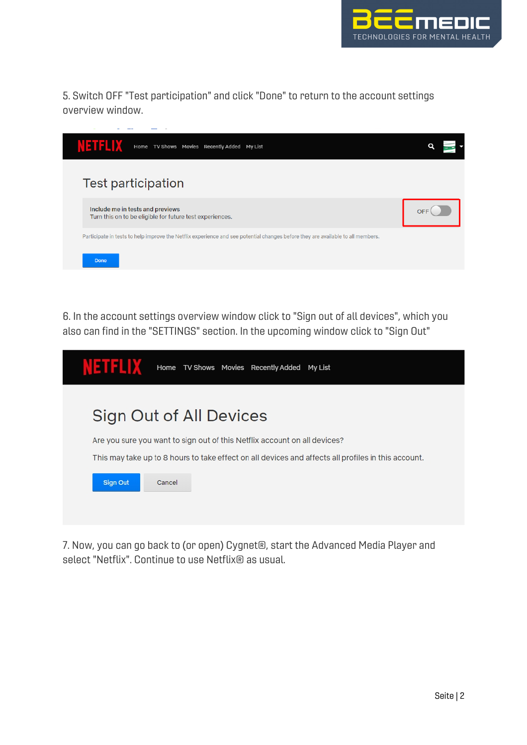5. Switch OFF "Test participation" and click "Done" to return to the account settings overview window.

6. In the account settings overview window click to "Sign out of all devices", which you also can find in the "SETTINGS" section. In the upcoming window click to "Sign Out"

7. Now, you can go back to (or open) Cygnet®, start the Advanced Media Player and select "Netflix". Continue to use Netflix® as usual.